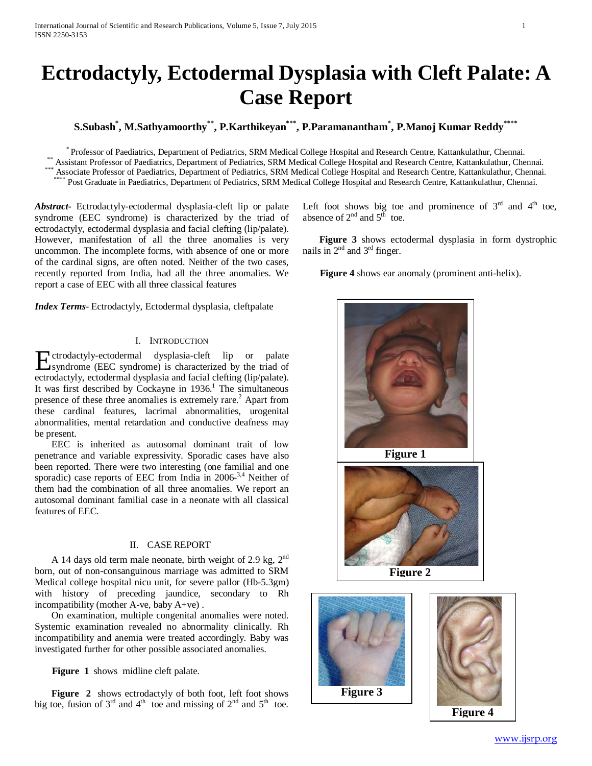# Ectrodactyly, Ectodermal Dysplasia with Cleft Palate: A Case Report

**S.Subash[*], M.Sathyamoorthy[**], P.Karthikeyan[***], P.Paramanantham[*], P.Manoj Kumar Reddy[****]**

[*] Professor of Paediatrics, Department of Pediatrics, SRM Medical College Hospital and Research Centre, Kattankulathur, Chennai.
[**] Assistant Professor of Paediatrics, Department of Pediatrics, SRM Medical College Hospital and Research Centre, Kattankulathur, Chennai.
[***] Associate Professor of Paediatrics, Department of Pediatrics, SRM Medical College Hospital and Research Centre, Kattankulathur, Chennai.
[****] Post Graduate in Paediatrics, Department of Pediatrics, SRM Medical College Hospital and Research Centre, Kattankulathur, Chennai.

***Abstract***- Ectrodactyly-ectodermal dysplasia-cleft lip or palate syndrome (EEC syndrome) is characterized by the triad of ectrodactyly, ectodermal dysplasia and facial clefting (lip/palate). However, manifestation of all the three anomalies is very uncommon. The incomplete forms, with absence of one or more of the cardinal signs, are often noted. Neither of the two cases, recently reported from India, had all the three anomalies. We report a case of EEC with all three classical features

***Index Terms***- Ectrodactyly, Ectodermal dysplasia, cleftpalate

## I. Introduction

Ectrodactyly-ectodermal dysplasia-cleft lip or palate syndrome (EEC syndrome) is characterized by the triad of ectrodactyly, ectodermal dysplasia and facial clefting (lip/palate). It was first described by Cockayne in 1936.[1] The simultaneous presence of these three anomalies is extremely rare.[2] Apart from these cardinal features, lacrimal abnormalities, urogenital abnormalities, mental retardation and conductive deafness may be present.

EEC is inherited as autosomal dominant trait of low penetrance and variable expressivity. Sporadic cases have also been reported. There were two interesting (one familial and one sporadic) case reports of EEC from India in 2006-[3,4] Neither of them had the combination of all three anomalies. We report an autosomal dominant familial case in a neonate with all classical features of EEC.

## II. Case Report

A 14 days old term male neonate, birth weight of 2.9 kg, 2nd born, out of non-consanguinous marriage was admitted to SRM Medical college hospital nicu unit, for severe pallor (Hb-5.3gm) with history of preceding jaundice, secondary to Rh incompatibility (mother A-ve, baby A+ve) .

On examination, multiple congenital anomalies were noted. Systemic examination revealed no abnormality clinically. Rh incompatibility and anemia were treated accordingly. Baby was investigated further for other possible associated anomalies.

**Figure 1** shows midline cleft palate.

**Figure 2** shows ectrodactyly of both foot, left foot shows big toe, fusion of 3rd and 4th toe and missing of 2nd and 5th toe. Left foot shows big toe and prominence of 3rd and 4th toe, absence of 2nd and 5th toe.

**Figure 3** shows ectodermal dysplasia in form dystrophic nails in 2nd and 3rd finger.

**Figure 4** shows ear anomaly (prominent anti-helix).

**Figure 1**

**Figure 2**

**Figure 3**

**Figure 4**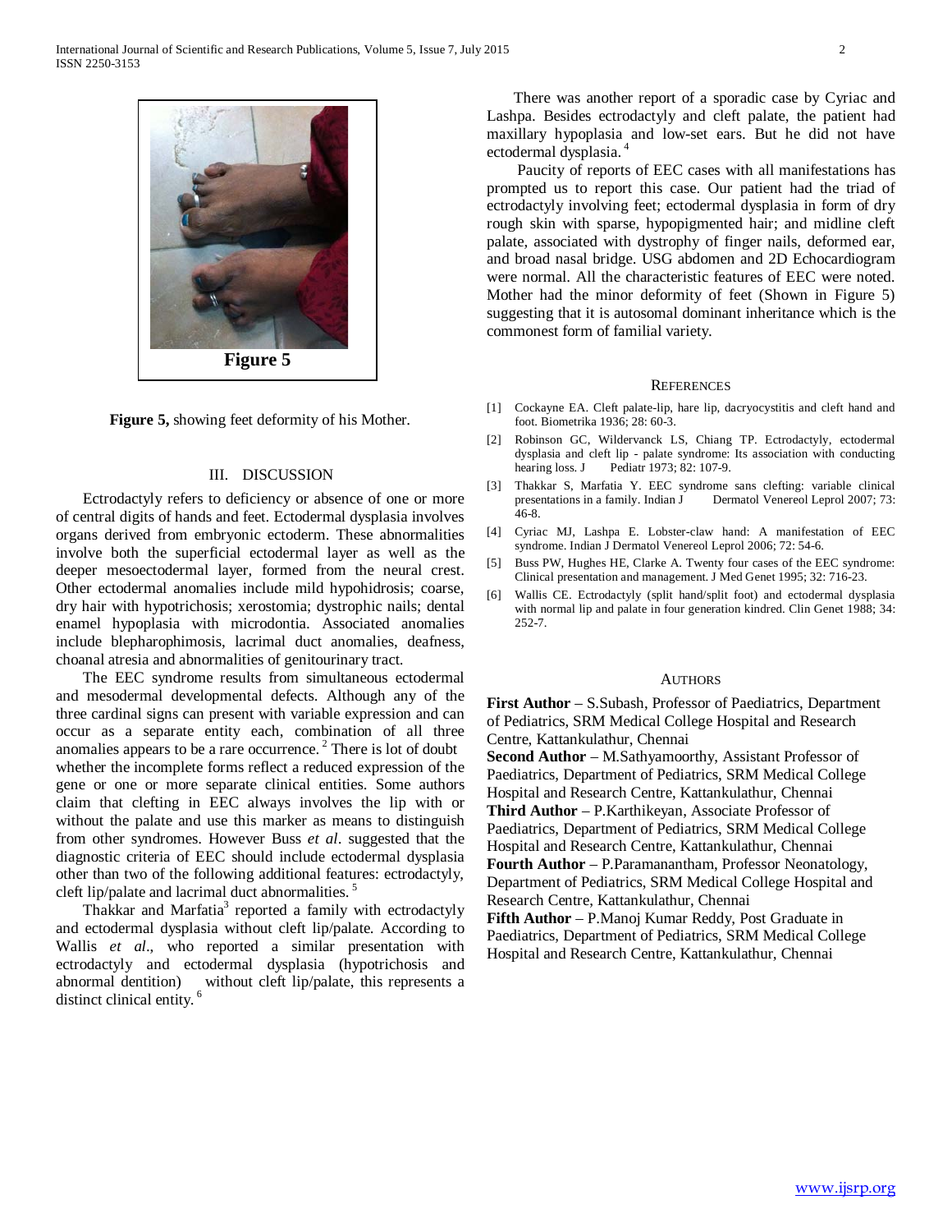Figure 5

**Figure 5,** showing feet deformity of his Mother.

## III. DISCUSSION

Ectrodactyly refers to deficiency or absence of one or more of central digits of hands and feet. Ectodermal dysplasia involves organs derived from embryonic ectoderm. These abnormalities involve both the superficial ectodermal layer as well as the deeper mesoectodermal layer, formed from the neural crest. Other ectodermal anomalies include mild hypohidrosis; coarse, dry hair with hypotrichosis; xerostomia; dystrophic nails; dental enamel hypoplasia with microdontia. Associated anomalies include blepharophimosis, lacrimal duct anomalies, deafness, choanal atresia and abnormalities of genitourinary tract.

The EEC syndrome results from simultaneous ectodermal and mesodermal developmental defects. Although any of the three cardinal signs can present with variable expression and can occur as a separate entity each, combination of all three anomalies appears to be a rare occurrence.[2] There is lot of doubt whether the incomplete forms reflect a reduced expression of the gene or one or more separate clinical entities. Some authors claim that clefting in EEC always involves the lip with or without the palate and use this marker as means to distinguish from other syndromes. However Buss *et al*. suggested that the diagnostic criteria of EEC should include ectodermal dysplasia other than two of the following additional features: ectrodactyly, cleft lip/palate and lacrimal duct abnormalities.[5]

Thakkar and Marfatia[3] reported a family with ectrodactyly and ectodermal dysplasia without cleft lip/palate. According to Wallis *et al*., who reported a similar presentation with ectrodactyly and ectodermal dysplasia (hypotrichosis and abnormal dentition) without cleft lip/palate, this represents a distinct clinical entity.[6]

There was another report of a sporadic case by Cyriac and Lashpa. Besides ectrodactyly and cleft palate, the patient had maxillary hypoplasia and low-set ears. But he did not have ectodermal dysplasia.[4]

Paucity of reports of EEC cases with all manifestations has prompted us to report this case. Our patient had the triad of ectrodactyly involving feet; ectodermal dysplasia in form of dry rough skin with sparse, hypopigmented hair; and midline cleft palate, associated with dystrophy of finger nails, deformed ear, and broad nasal bridge. USG abdomen and 2D Echocardiogram were normal. All the characteristic features of EEC were noted. Mother had the minor deformity of feet (Shown in Figure 5) suggesting that it is autosomal dominant inheritance which is the commonest form of familial variety.

## REFERENCES

[1] Cockayne EA. Cleft palate-lip, hare lip, dacryocystitis and cleft hand and foot. Biometrika 1936; 28: 60-3.

[2] Robinson GC, Wildervanck LS, Chiang TP. Ectrodactyly, ectodermal dysplasia and cleft lip - palate syndrome: Its association with conducting hearing loss. J Pediatr 1973; 82: 107-9.

[3] Thakkar S, Marfatia Y. EEC syndrome sans clefting: variable clinical presentations in a family. Indian J Dermatol Venereol Leprol 2007; 73: 46-8.

[4] Cyriac MJ, Lashpa E. Lobster-claw hand: A manifestation of EEC syndrome. Indian J Dermatol Venereol Leprol 2006; 72: 54-6.

[5] Buss PW, Hughes HE, Clarke A. Twenty four cases of the EEC syndrome: Clinical presentation and management. J Med Genet 1995; 32: 716-23.

[6] Wallis CE. Ectrodactyly (split hand/split foot) and ectodermal dysplasia with normal lip and palate in four generation kindred. Clin Genet 1988; 34: 252-7.

## AUTHORS

**First Author** – S.Subash, Professor of Paediatrics, Department of Pediatrics, SRM Medical College Hospital and Research Centre, Kattankulathur, Chennai

**Second Author** – M.Sathyamoorthy, Assistant Professor of Paediatrics, Department of Pediatrics, SRM Medical College Hospital and Research Centre, Kattankulathur, Chennai

**Third Author** – P.Karthikeyan, Associate Professor of Paediatrics, Department of Pediatrics, SRM Medical College Hospital and Research Centre, Kattankulathur, Chennai

**Fourth Author** – P.Paramanantham, Professor Neonatology, Department of Pediatrics, SRM Medical College Hospital and Research Centre, Kattankulathur, Chennai

**Fifth Author** – P.Manoj Kumar Reddy, Post Graduate in Paediatrics, Department of Pediatrics, SRM Medical College Hospital and Research Centre, Kattankulathur, Chennai